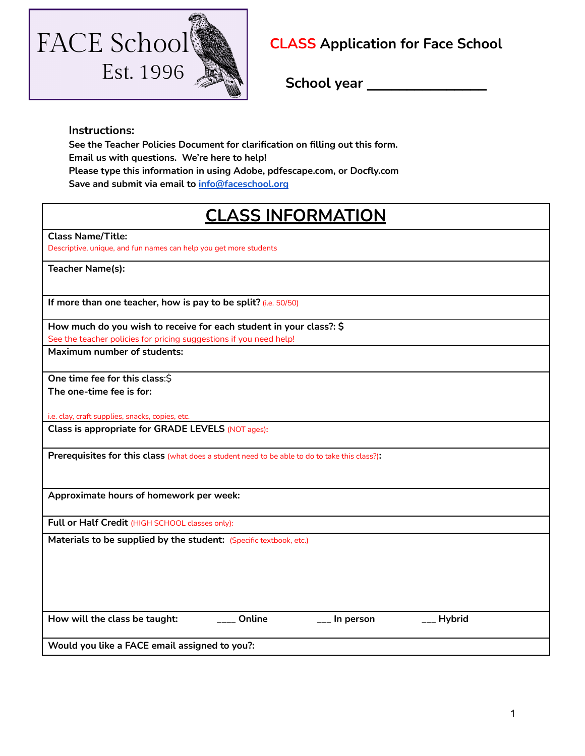FACE School
Est. 1996

# CLASS Application for Face School

**School year ________________**

**Instructions:**
**See the Teacher Policies Document for clarification on filling out this form.**
**Email us with questions. We're here to help!**
**Please type this information in using Adobe, pdfescape.com, or Docfly.com**
**Save and submit via email to info@faceschool.org**

## CLASS INFORMATION

**Class Name/Title:**
Descriptive, unique, and fun names can help you get more students

**Teacher Name(s):**

**If more than one teacher, how is pay to be split?** (i.e. 50/50)

**How much do you wish to receive for each student in your class?: $**
See the teacher policies for pricing suggestions if you need help!

**Maximum number of students:**

**One time fee for this class:$**
**The one-time fee is for:**

i.e. clay, craft supplies, snacks, copies, etc.

**Class is appropriate for GRADE LEVELS** (NOT ages)**:**

**Prerequisites for this class** (what does a student need to be able to do to take this class?)**:**

**Approximate hours of homework per week:**

**Full or Half Credit** (HIGH SCHOOL classes only):

**Materials to be supplied by the student:** (Specific textbook, etc.)

**How will the class be taught:** ____ Online ___ In person ___ Hybrid

**Would you like a FACE email assigned to you?:**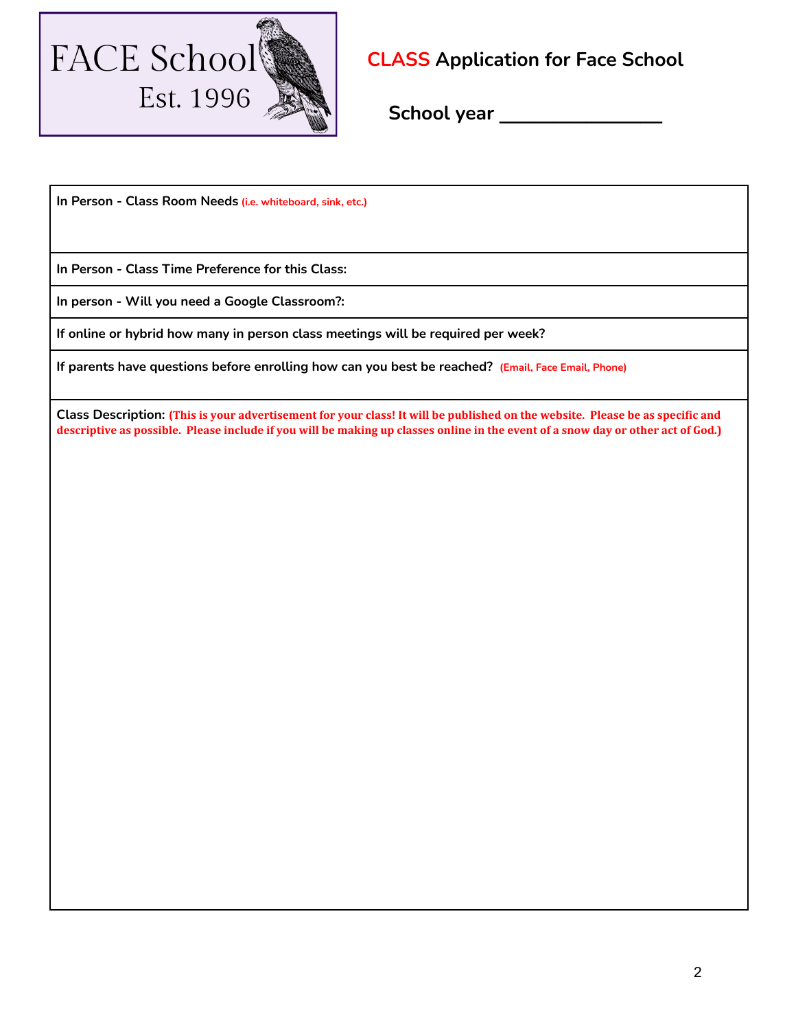FACE School
Est. 1996

# CLASS Application for Face School

**School year ________________**

**In Person - Class Room Needs** (i.e. whiteboard, sink, etc.)

**In Person - Class Time Preference for this Class:**

**In person - Will you need a Google Classroom?:**

**If online or hybrid how many in person class meetings will be required per week?**

**If parents have questions before enrolling how can you best be reached?** (Email, Face Email, Phone)

**Class Description:** **(This is your advertisement for your class! It will be published on the website. Please be as specific and descriptive as possible. Please include if you will be making up classes online in the event of a snow day or other act of God.)**